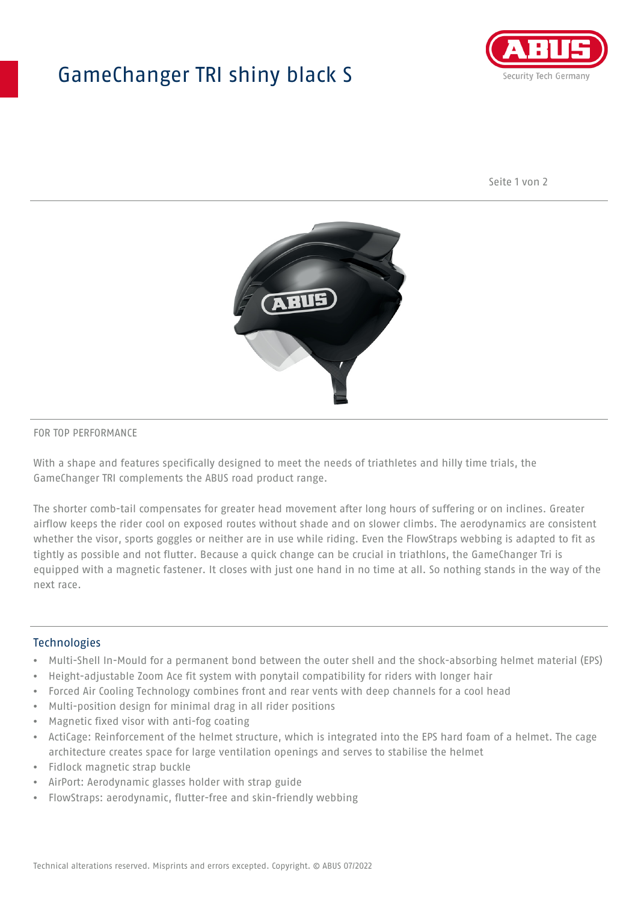# GameChanger TRI shiny black S

FOR TOP PERFORMANCE

With a shape and features specifically designed to meet the needs of triathletes and hilly time trials, the GameChanger TRI complements the ABUS road product range.

The shorter comb-tail compensates for greater head movement after long hours of suffering or on inclines. Greater airflow keeps the rider cool on exposed routes without shade and on slower climbs. The aerodynamics are consistent whether the visor, sports goggles or neither are in use while riding. Even the FlowStraps webbing is adapted to fit as tightly as possible and not flutter. Because a quick change can be crucial in triathlons, the GameChanger Tri is equipped with a magnetic fastener. It closes with just one hand in no time at all. So nothing stands in the way of the next race.

## Technologies

- Multi-Shell In-Mould for a permanent bond between the outer shell and the shock-absorbing helmet material (EPS)
- Height-adjustable Zoom Ace fit system with ponytail compatibility for riders with longer hair
- Forced Air Cooling Technology combines front and rear vents with deep channels for a cool head
- Multi-position design for minimal drag in all rider positions
- Magnetic fixed visor with anti-fog coating
- ActiCage: Reinforcement of the helmet structure, which is integrated into the EPS hard foam of a helmet. The cage architecture creates space for large ventilation openings and serves to stabilise the helmet
- Fidlock magnetic strap buckle
- AirPort: Aerodynamic glasses holder with strap guide
- FlowStraps: aerodynamic, flutter-free and skin-friendly webbing

Technical alterations reserved. Misprints and errors excepted. Copyright. © ABUS 07/2022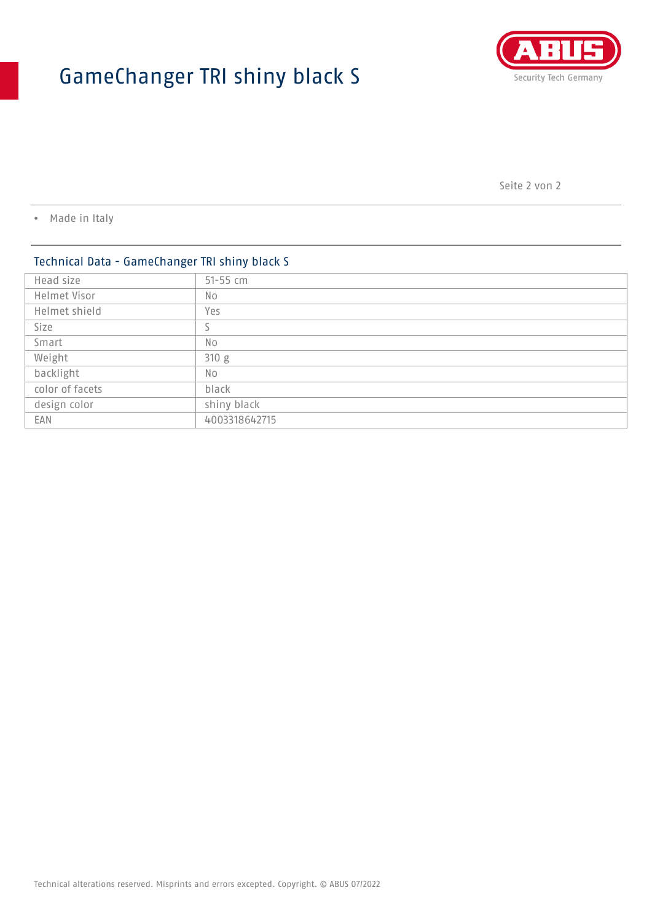- Made in Italy

## Technical Data - GameChanger TRI shiny black S

| | |
|---|---|
| Head size | 51-55 cm |
| Helmet Visor | No |
| Helmet shield | Yes |
| Size | S |
| Smart | No |
| Weight | 310 g |
| backlight | No |
| color of facets | black |
| design color | shiny black |
| EAN | 4003318642715 |